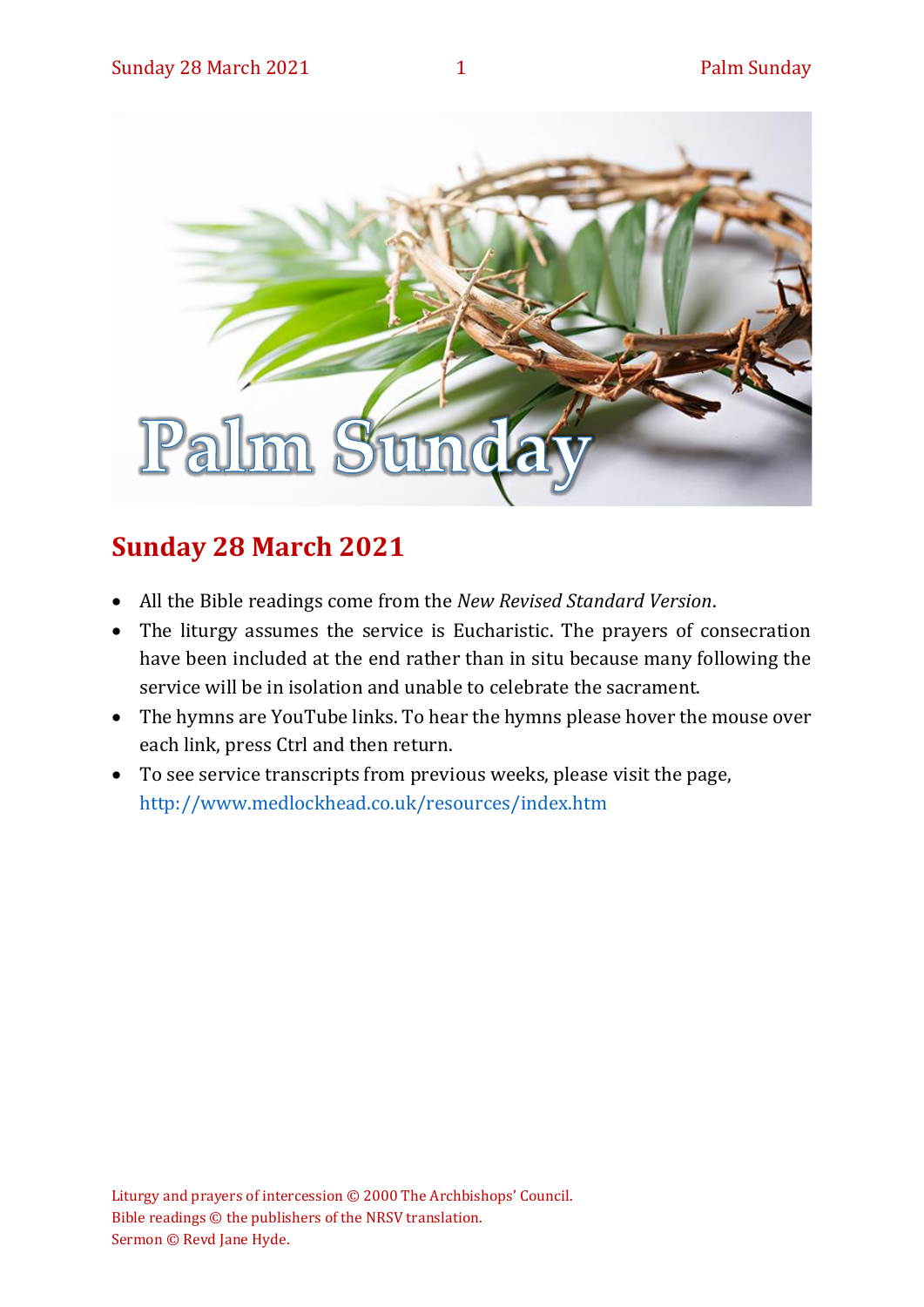# Sunday 28 March 2021

- All the Bible readings come from the *New Revised Standard Version*.
- The liturgy assumes the service is Eucharistic. The prayers of consecration have been included at the end rather than in situ because many following the service will be in isolation and unable to celebrate the sacrament.
- The hymns are YouTube links. To hear the hymns please hover the mouse over each link, press Ctrl and then return.
- To see service transcripts from previous weeks, please visit the page, http://www.medlockhead.co.uk/resources/index.htm

Liturgy and prayers of intercession © 2000 The Archbishops' Council.
Bible readings © the publishers of the NRSV translation.
Sermon © Revd Jane Hyde.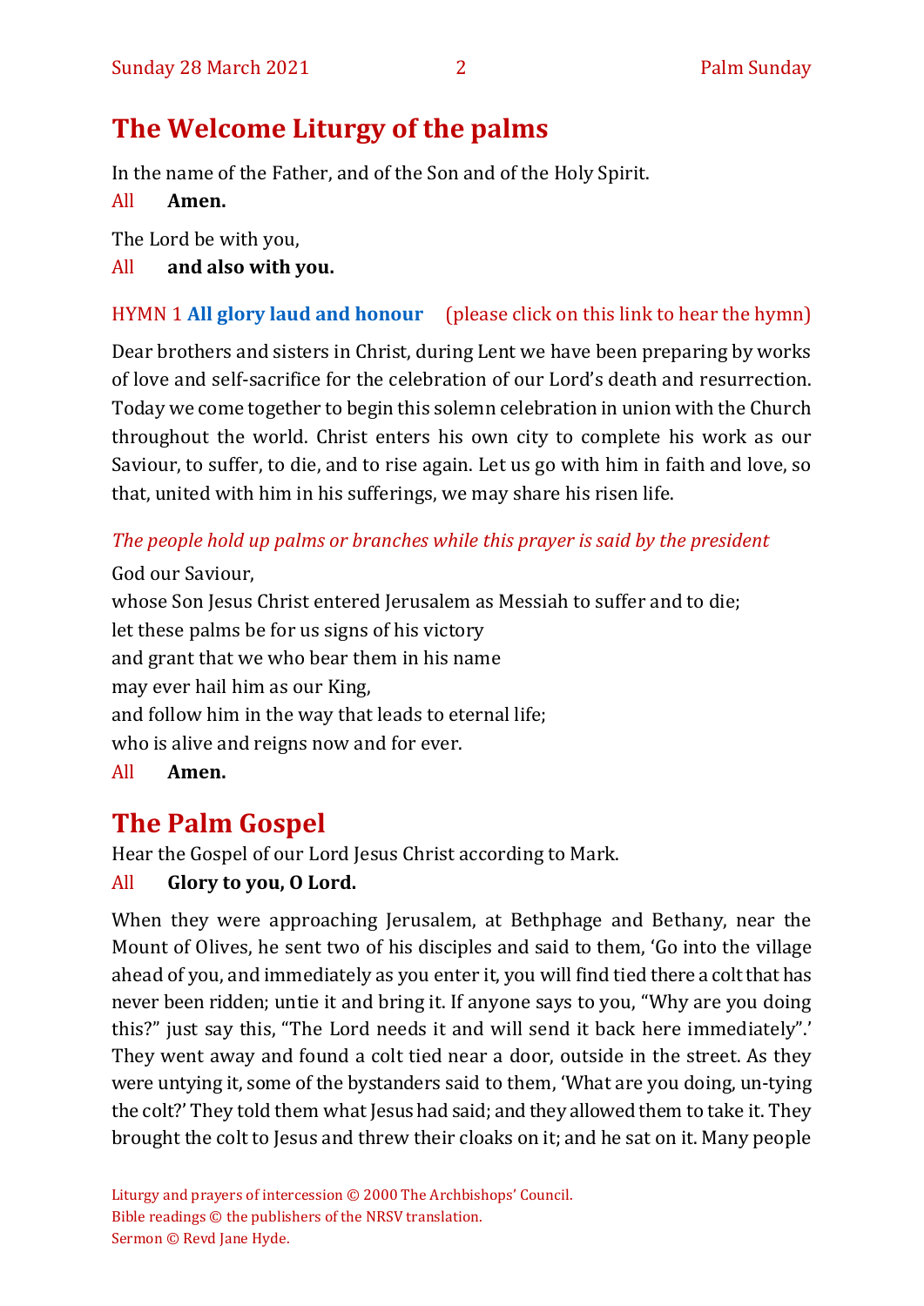# The Welcome Liturgy of the palms

In the name of the Father, and of the Son and of the Holy Spirit.

All **Amen.**

The Lord be with you,

All **and also with you.**

HYMN 1 **All glory laud and honour** (please click on this link to hear the hymn)

Dear brothers and sisters in Christ, during Lent we have been preparing by works of love and self-sacrifice for the celebration of our Lord's death and resurrection. Today we come together to begin this solemn celebration in union with the Church throughout the world. Christ enters his own city to complete his work as our Saviour, to suffer, to die, and to rise again. Let us go with him in faith and love, so that, united with him in his sufferings, we may share his risen life.

*The people hold up palms or branches while this prayer is said by the president*

God our Saviour,
whose Son Jesus Christ entered Jerusalem as Messiah to suffer and to die;
let these palms be for us signs of his victory
and grant that we who bear them in his name
may ever hail him as our King,
and follow him in the way that leads to eternal life;
who is alive and reigns now and for ever.

All **Amen.**

# The Palm Gospel

Hear the Gospel of our Lord Jesus Christ according to Mark.

All **Glory to you, O Lord.**

When they were approaching Jerusalem, at Bethphage and Bethany, near the Mount of Olives, he sent two of his disciples and said to them, 'Go into the village ahead of you, and immediately as you enter it, you will find tied there a colt that has never been ridden; untie it and bring it. If anyone says to you, "Why are you doing this?" just say this, "The Lord needs it and will send it back here immediately".' They went away and found a colt tied near a door, outside in the street. As they were untying it, some of the bystanders said to them, 'What are you doing, un-tying the colt?' They told them what Jesus had said; and they allowed them to take it. They brought the colt to Jesus and threw their cloaks on it; and he sat on it. Many people

Liturgy and prayers of intercession © 2000 The Archbishops' Council.
Bible readings © the publishers of the NRSV translation.
Sermon © Revd Jane Hyde.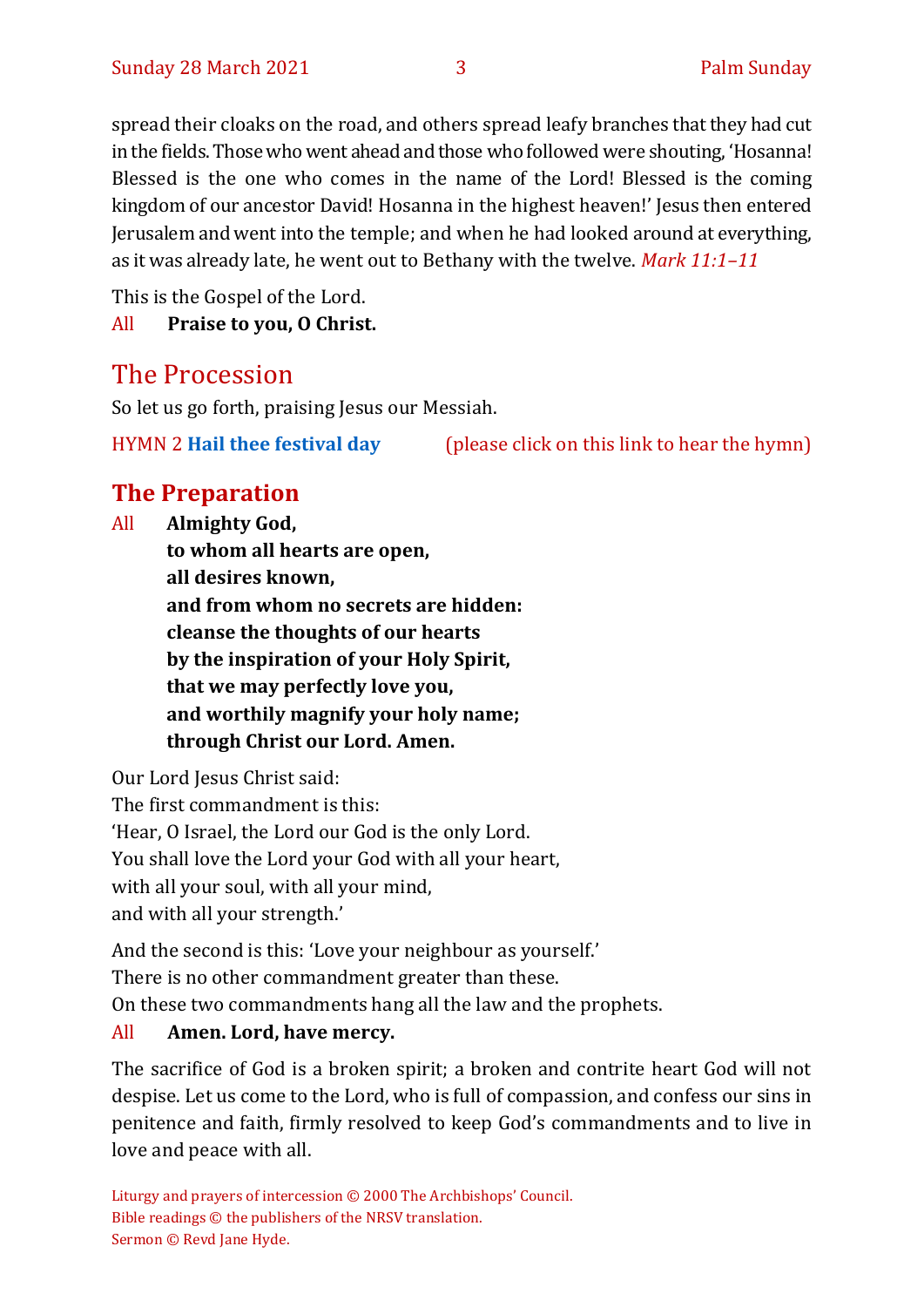spread their cloaks on the road, and others spread leafy branches that they had cut in the fields. Those who went ahead and those who followed were shouting, 'Hosanna! Blessed is the one who comes in the name of the Lord! Blessed is the coming kingdom of our ancestor David! Hosanna in the highest heaven!' Jesus then entered Jerusalem and went into the temple; and when he had looked around at everything, as it was already late, he went out to Bethany with the twelve. *Mark 11:1–11*

This is the Gospel of the Lord.

All **Praise to you, O Christ.**

## The Procession

So let us go forth, praising Jesus our Messiah.

HYMN 2 **Hail thee festival day** (please click on this link to hear the hymn)

## The Preparation

All **Almighty God,**
**to whom all hearts are open,**
**all desires known,**
**and from whom no secrets are hidden:**
**cleanse the thoughts of our hearts**
**by the inspiration of your Holy Spirit,**
**that we may perfectly love you,**
**and worthily magnify your holy name;**
**through Christ our Lord. Amen.**

Our Lord Jesus Christ said:
The first commandment is this:
'Hear, O Israel, the Lord our God is the only Lord.
You shall love the Lord your God with all your heart,
with all your soul, with all your mind,
and with all your strength.'

And the second is this: 'Love your neighbour as yourself.'
There is no other commandment greater than these.
On these two commandments hang all the law and the prophets.

All **Amen. Lord, have mercy.**

The sacrifice of God is a broken spirit; a broken and contrite heart God will not despise. Let us come to the Lord, who is full of compassion, and confess our sins in penitence and faith, firmly resolved to keep God's commandments and to live in love and peace with all.

Liturgy and prayers of intercession © 2000 The Archbishops' Council.
Bible readings © the publishers of the NRSV translation.
Sermon © Revd Jane Hyde.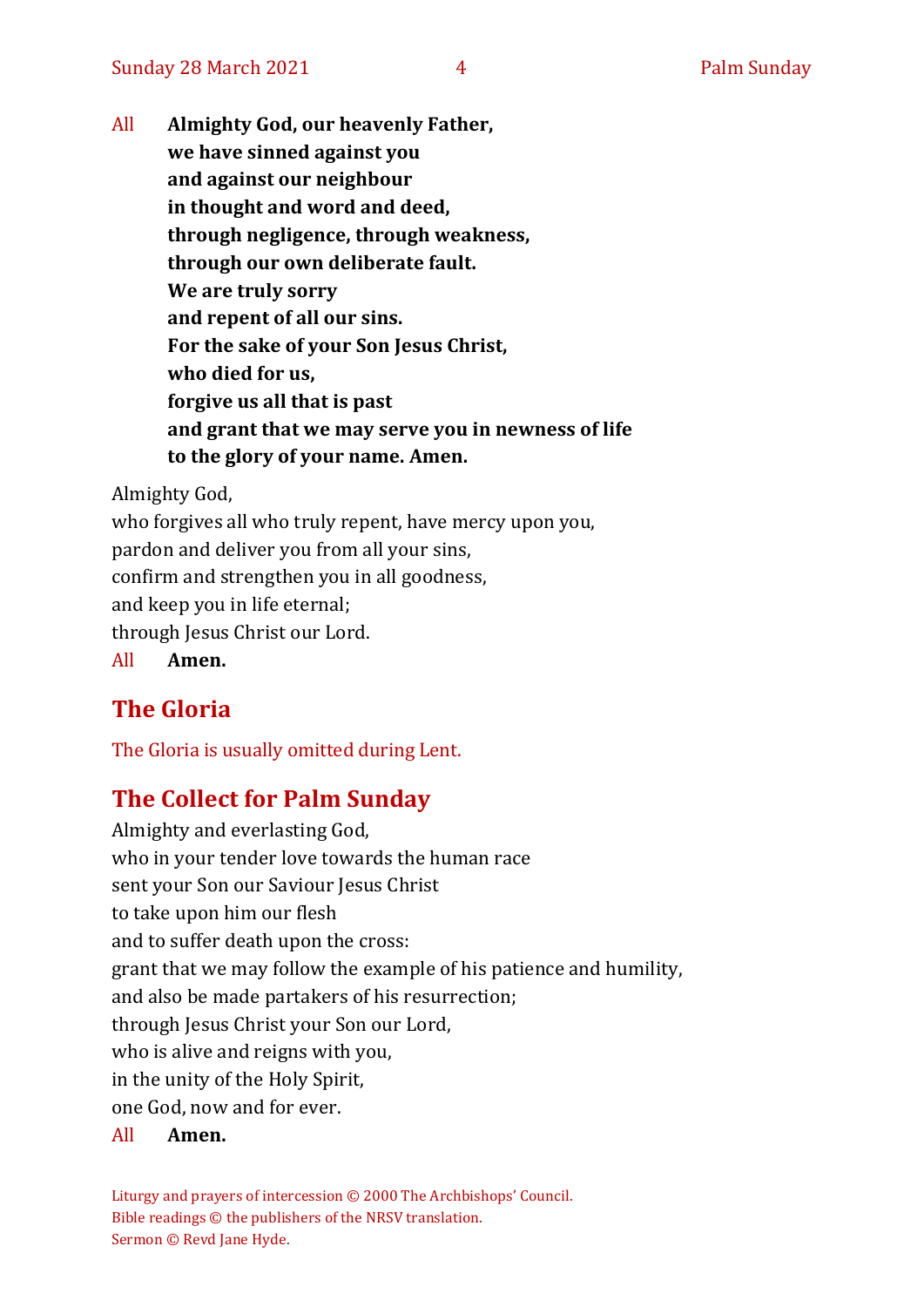All **Almighty God, our heavenly Father,**
**we have sinned against you**
**and against our neighbour**
**in thought and word and deed,**
**through negligence, through weakness,**
**through our own deliberate fault.**
**We are truly sorry**
**and repent of all our sins.**
**For the sake of your Son Jesus Christ,**
**who died for us,**
**forgive us all that is past**
**and grant that we may serve you in newness of life**
**to the glory of your name. Amen.**

Almighty God,
who forgives all who truly repent, have mercy upon you,
pardon and deliver you from all your sins,
confirm and strengthen you in all goodness,
and keep you in life eternal;
through Jesus Christ our Lord.

All **Amen.**

## The Gloria

The Gloria is usually omitted during Lent.

## The Collect for Palm Sunday

Almighty and everlasting God,
who in your tender love towards the human race
sent your Son our Saviour Jesus Christ
to take upon him our flesh
and to suffer death upon the cross:
grant that we may follow the example of his patience and humility,
and also be made partakers of his resurrection;
through Jesus Christ your Son our Lord,
who is alive and reigns with you,
in the unity of the Holy Spirit,
one God, now and for ever.

All **Amen.**

Liturgy and prayers of intercession © 2000 The Archbishops' Council.
Bible readings © the publishers of the NRSV translation.
Sermon © Revd Jane Hyde.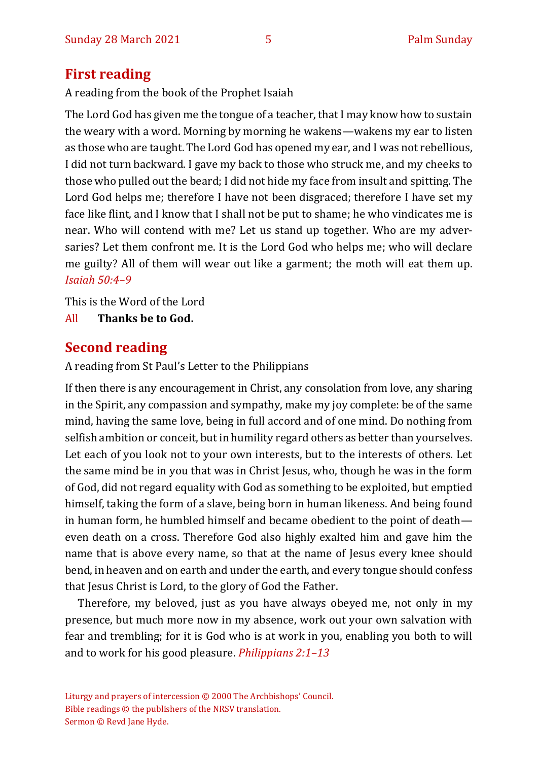## First reading

A reading from the book of the Prophet Isaiah

The Lord God has given me the tongue of a teacher, that I may know how to sustain the weary with a word. Morning by morning he wakens—wakens my ear to listen as those who are taught. The Lord God has opened my ear, and I was not rebellious, I did not turn backward. I gave my back to those who struck me, and my cheeks to those who pulled out the beard; I did not hide my face from insult and spitting. The Lord God helps me; therefore I have not been disgraced; therefore I have set my face like flint, and I know that I shall not be put to shame; he who vindicates me is near. Who will contend with me? Let us stand up together. Who are my adversaries? Let them confront me. It is the Lord God who helps me; who will declare me guilty? All of them will wear out like a garment; the moth will eat them up. *Isaiah 50:4–9*

This is the Word of the Lord

All **Thanks be to God.**

## Second reading

A reading from St Paul's Letter to the Philippians

If then there is any encouragement in Christ, any consolation from love, any sharing in the Spirit, any compassion and sympathy, make my joy complete: be of the same mind, having the same love, being in full accord and of one mind. Do nothing from selfish ambition or conceit, but in humility regard others as better than yourselves. Let each of you look not to your own interests, but to the interests of others. Let the same mind be in you that was in Christ Jesus, who, though he was in the form of God, did not regard equality with God as something to be exploited, but emptied himself, taking the form of a slave, being born in human likeness. And being found in human form, he humbled himself and became obedient to the point of death—even death on a cross. Therefore God also highly exalted him and gave him the name that is above every name, so that at the name of Jesus every knee should bend, in heaven and on earth and under the earth, and every tongue should confess that Jesus Christ is Lord, to the glory of God the Father.

Therefore, my beloved, just as you have always obeyed me, not only in my presence, but much more now in my absence, work out your own salvation with fear and trembling; for it is God who is at work in you, enabling you both to will and to work for his good pleasure. *Philippians 2:1–13*

Liturgy and prayers of intercession © 2000 The Archbishops' Council.
Bible readings © the publishers of the NRSV translation.
Sermon © Revd Jane Hyde.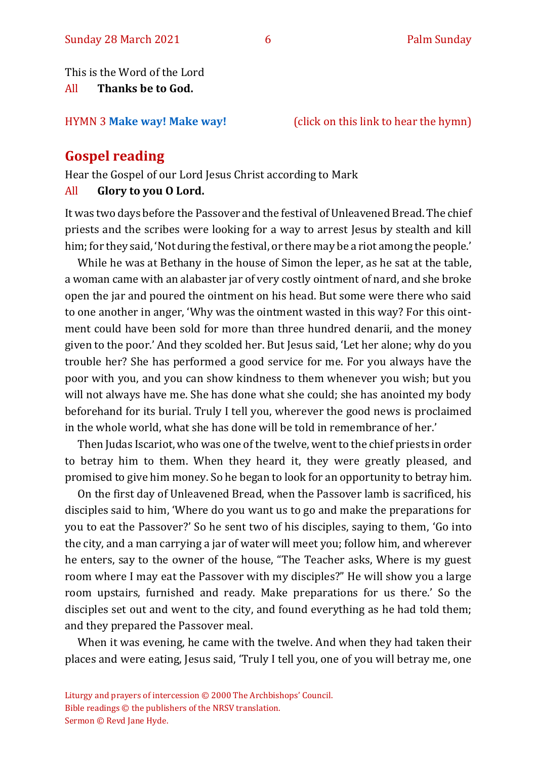This is the Word of the Lord
All **Thanks be to God.**

HYMN 3 **Make way! Make way!** (click on this link to hear the hymn)

## Gospel reading

Hear the Gospel of our Lord Jesus Christ according to Mark
All **Glory to you O Lord.**

It was two days before the Passover and the festival of Unleavened Bread. The chief priests and the scribes were looking for a way to arrest Jesus by stealth and kill him; for they said, 'Not during the festival, or there may be a riot among the people.'

While he was at Bethany in the house of Simon the leper, as he sat at the table, a woman came with an alabaster jar of very costly ointment of nard, and she broke open the jar and poured the ointment on his head. But some were there who said to one another in anger, 'Why was the ointment wasted in this way? For this ointment could have been sold for more than three hundred denarii, and the money given to the poor.' And they scolded her. But Jesus said, 'Let her alone; why do you trouble her? She has performed a good service for me. For you always have the poor with you, and you can show kindness to them whenever you wish; but you will not always have me. She has done what she could; she has anointed my body beforehand for its burial. Truly I tell you, wherever the good news is proclaimed in the whole world, what she has done will be told in remembrance of her.'

Then Judas Iscariot, who was one of the twelve, went to the chief priests in order to betray him to them. When they heard it, they were greatly pleased, and promised to give him money. So he began to look for an opportunity to betray him.

On the first day of Unleavened Bread, when the Passover lamb is sacrificed, his disciples said to him, 'Where do you want us to go and make the preparations for you to eat the Passover?' So he sent two of his disciples, saying to them, 'Go into the city, and a man carrying a jar of water will meet you; follow him, and wherever he enters, say to the owner of the house, "The Teacher asks, Where is my guest room where I may eat the Passover with my disciples?" He will show you a large room upstairs, furnished and ready. Make preparations for us there.' So the disciples set out and went to the city, and found everything as he had told them; and they prepared the Passover meal.

When it was evening, he came with the twelve. And when they had taken their places and were eating, Jesus said, 'Truly I tell you, one of you will betray me, one

Liturgy and prayers of intercession © 2000 The Archbishops' Council.
Bible readings © the publishers of the NRSV translation.
Sermon © Revd Jane Hyde.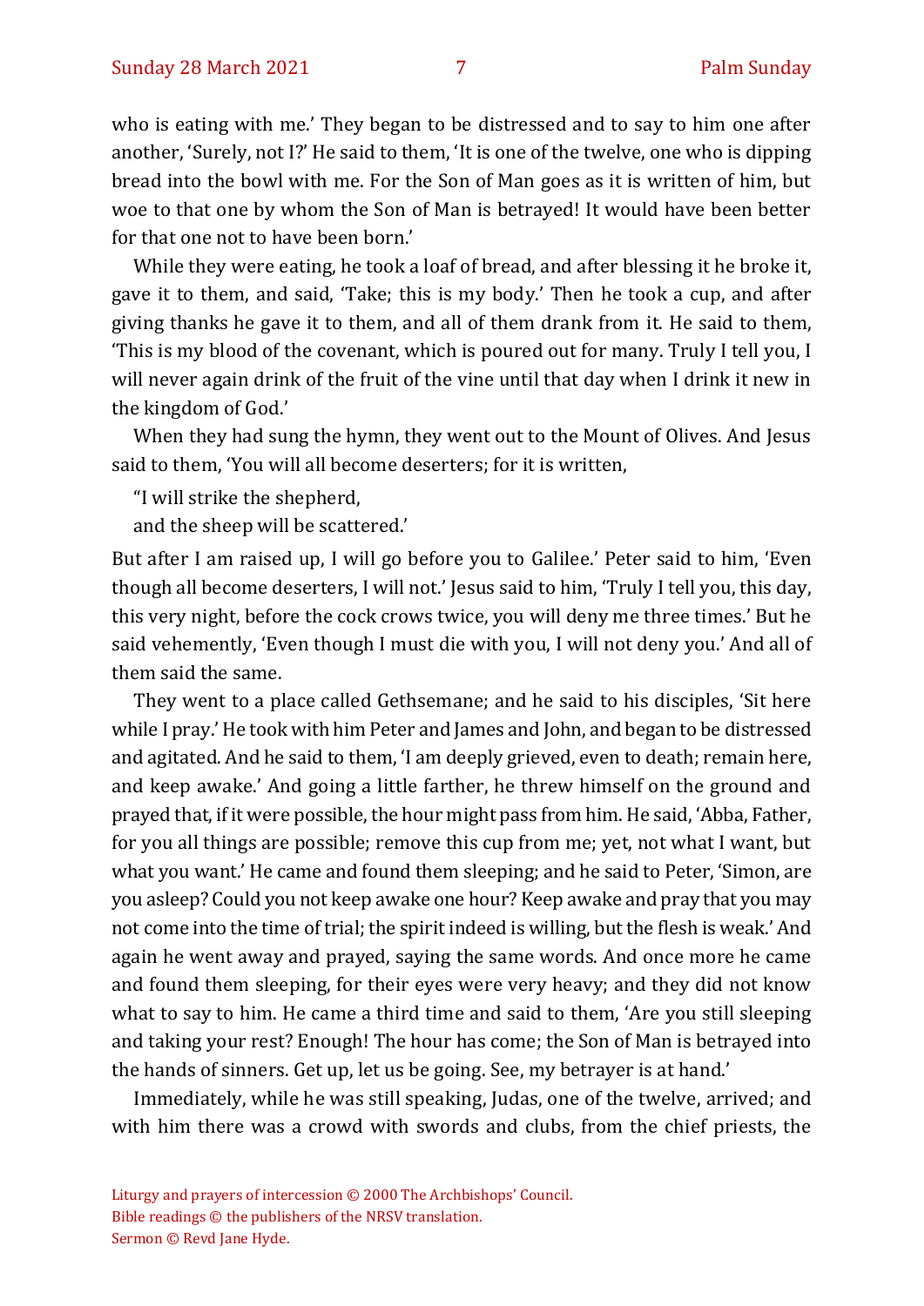who is eating with me.' They began to be distressed and to say to him one after another, 'Surely, not I?' He said to them, 'It is one of the twelve, one who is dipping bread into the bowl with me. For the Son of Man goes as it is written of him, but woe to that one by whom the Son of Man is betrayed! It would have been better for that one not to have been born.'

While they were eating, he took a loaf of bread, and after blessing it he broke it, gave it to them, and said, 'Take; this is my body.' Then he took a cup, and after giving thanks he gave it to them, and all of them drank from it. He said to them, 'This is my blood of the covenant, which is poured out for many. Truly I tell you, I will never again drink of the fruit of the vine until that day when I drink it new in the kingdom of God.'

When they had sung the hymn, they went out to the Mount of Olives. And Jesus said to them, 'You will all become deserters; for it is written,

"I will strike the shepherd,
and the sheep will be scattered.'

But after I am raised up, I will go before you to Galilee.' Peter said to him, 'Even though all become deserters, I will not.' Jesus said to him, 'Truly I tell you, this day, this very night, before the cock crows twice, you will deny me three times.' But he said vehemently, 'Even though I must die with you, I will not deny you.' And all of them said the same.

They went to a place called Gethsemane; and he said to his disciples, 'Sit here while I pray.' He took with him Peter and James and John, and began to be distressed and agitated. And he said to them, 'I am deeply grieved, even to death; remain here, and keep awake.' And going a little farther, he threw himself on the ground and prayed that, if it were possible, the hour might pass from him. He said, 'Abba, Father, for you all things are possible; remove this cup from me; yet, not what I want, but what you want.' He came and found them sleeping; and he said to Peter, 'Simon, are you asleep? Could you not keep awake one hour? Keep awake and pray that you may not come into the time of trial; the spirit indeed is willing, but the flesh is weak.' And again he went away and prayed, saying the same words. And once more he came and found them sleeping, for their eyes were very heavy; and they did not know what to say to him. He came a third time and said to them, 'Are you still sleeping and taking your rest? Enough! The hour has come; the Son of Man is betrayed into the hands of sinners. Get up, let us be going. See, my betrayer is at hand.'

Immediately, while he was still speaking, Judas, one of the twelve, arrived; and with him there was a crowd with swords and clubs, from the chief priests, the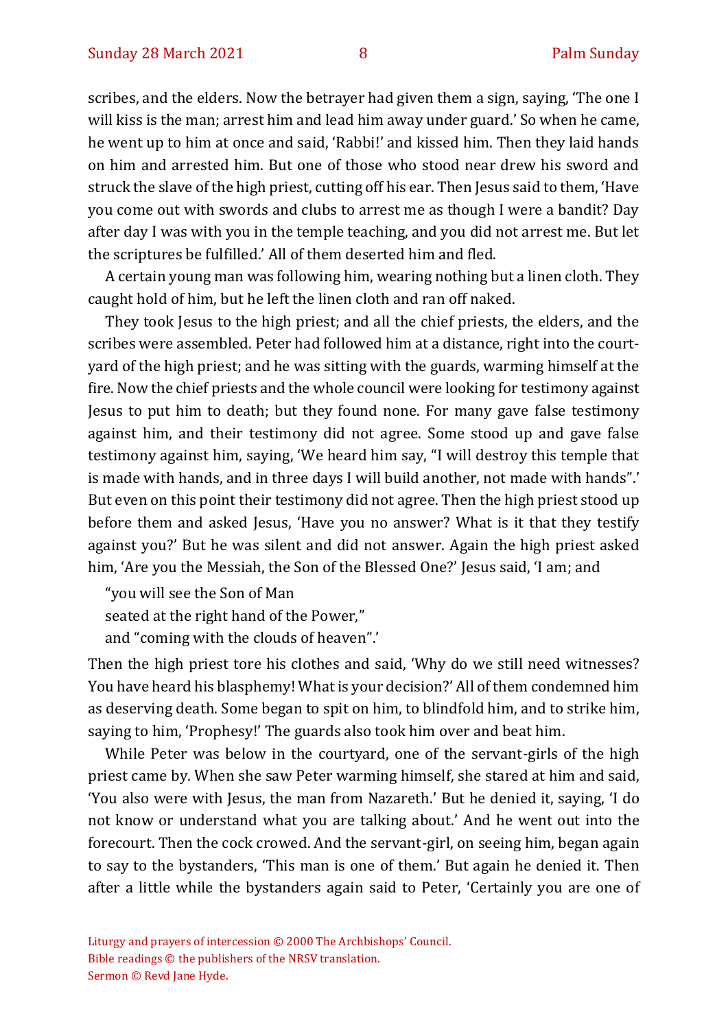scribes, and the elders. Now the betrayer had given them a sign, saying, 'The one I will kiss is the man; arrest him and lead him away under guard.' So when he came, he went up to him at once and said, 'Rabbi!' and kissed him. Then they laid hands on him and arrested him. But one of those who stood near drew his sword and struck the slave of the high priest, cutting off his ear. Then Jesus said to them, 'Have you come out with swords and clubs to arrest me as though I were a bandit? Day after day I was with you in the temple teaching, and you did not arrest me. But let the scriptures be fulfilled.' All of them deserted him and fled.

A certain young man was following him, wearing nothing but a linen cloth. They caught hold of him, but he left the linen cloth and ran off naked.

They took Jesus to the high priest; and all the chief priests, the elders, and the scribes were assembled. Peter had followed him at a distance, right into the courtyard of the high priest; and he was sitting with the guards, warming himself at the fire. Now the chief priests and the whole council were looking for testimony against Jesus to put him to death; but they found none. For many gave false testimony against him, and their testimony did not agree. Some stood up and gave false testimony against him, saying, 'We heard him say, "I will destroy this temple that is made with hands, and in three days I will build another, not made with hands".' But even on this point their testimony did not agree. Then the high priest stood up before them and asked Jesus, 'Have you no answer? What is it that they testify against you?' But he was silent and did not answer. Again the high priest asked him, 'Are you the Messiah, the Son of the Blessed One?' Jesus said, 'I am; and

"you will see the Son of Man
seated at the right hand of the Power,"
and "coming with the clouds of heaven".'

Then the high priest tore his clothes and said, 'Why do we still need witnesses? You have heard his blasphemy! What is your decision?' All of them condemned him as deserving death. Some began to spit on him, to blindfold him, and to strike him, saying to him, 'Prophesy!' The guards also took him over and beat him.

While Peter was below in the courtyard, one of the servant-girls of the high priest came by. When she saw Peter warming himself, she stared at him and said, 'You also were with Jesus, the man from Nazareth.' But he denied it, saying, 'I do not know or understand what you are talking about.' And he went out into the forecourt. Then the cock crowed. And the servant-girl, on seeing him, began again to say to the bystanders, 'This man is one of them.' But again he denied it. Then after a little while the bystanders again said to Peter, 'Certainly you are one of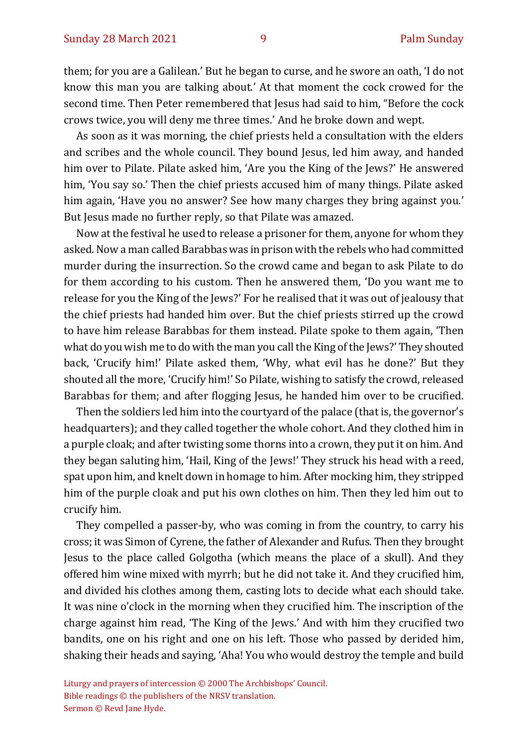them; for you are a Galilean.' But he began to curse, and he swore an oath, 'I do not know this man you are talking about.' At that moment the cock crowed for the second time. Then Peter remembered that Jesus had said to him, "Before the cock crows twice, you will deny me three times.' And he broke down and wept.

As soon as it was morning, the chief priests held a consultation with the elders and scribes and the whole council. They bound Jesus, led him away, and handed him over to Pilate. Pilate asked him, 'Are you the King of the Jews?' He answered him, 'You say so.' Then the chief priests accused him of many things. Pilate asked him again, 'Have you no answer? See how many charges they bring against you.' But Jesus made no further reply, so that Pilate was amazed.

Now at the festival he used to release a prisoner for them, anyone for whom they asked. Now a man called Barabbas was in prison with the rebels who had committed murder during the insurrection. So the crowd came and began to ask Pilate to do for them according to his custom. Then he answered them, 'Do you want me to release for you the King of the Jews?' For he realised that it was out of jealousy that the chief priests had handed him over. But the chief priests stirred up the crowd to have him release Barabbas for them instead. Pilate spoke to them again, 'Then what do you wish me to do with the man you call the King of the Jews?' They shouted back, 'Crucify him!' Pilate asked them, 'Why, what evil has he done?' But they shouted all the more, 'Crucify him!' So Pilate, wishing to satisfy the crowd, released Barabbas for them; and after flogging Jesus, he handed him over to be crucified.

Then the soldiers led him into the courtyard of the palace (that is, the governor's headquarters); and they called together the whole cohort. And they clothed him in a purple cloak; and after twisting some thorns into a crown, they put it on him. And they began saluting him, 'Hail, King of the Jews!' They struck his head with a reed, spat upon him, and knelt down in homage to him. After mocking him, they stripped him of the purple cloak and put his own clothes on him. Then they led him out to crucify him.

They compelled a passer-by, who was coming in from the country, to carry his cross; it was Simon of Cyrene, the father of Alexander and Rufus. Then they brought Jesus to the place called Golgotha (which means the place of a skull). And they offered him wine mixed with myrrh; but he did not take it. And they crucified him, and divided his clothes among them, casting lots to decide what each should take. It was nine o'clock in the morning when they crucified him. The inscription of the charge against him read, 'The King of the Jews.' And with him they crucified two bandits, one on his right and one on his left. Those who passed by derided him, shaking their heads and saying, 'Aha! You who would destroy the temple and build

Liturgy and prayers of intercession © 2000 The Archbishops' Council.
Bible readings © the publishers of the NRSV translation.
Sermon © Revd Jane Hyde.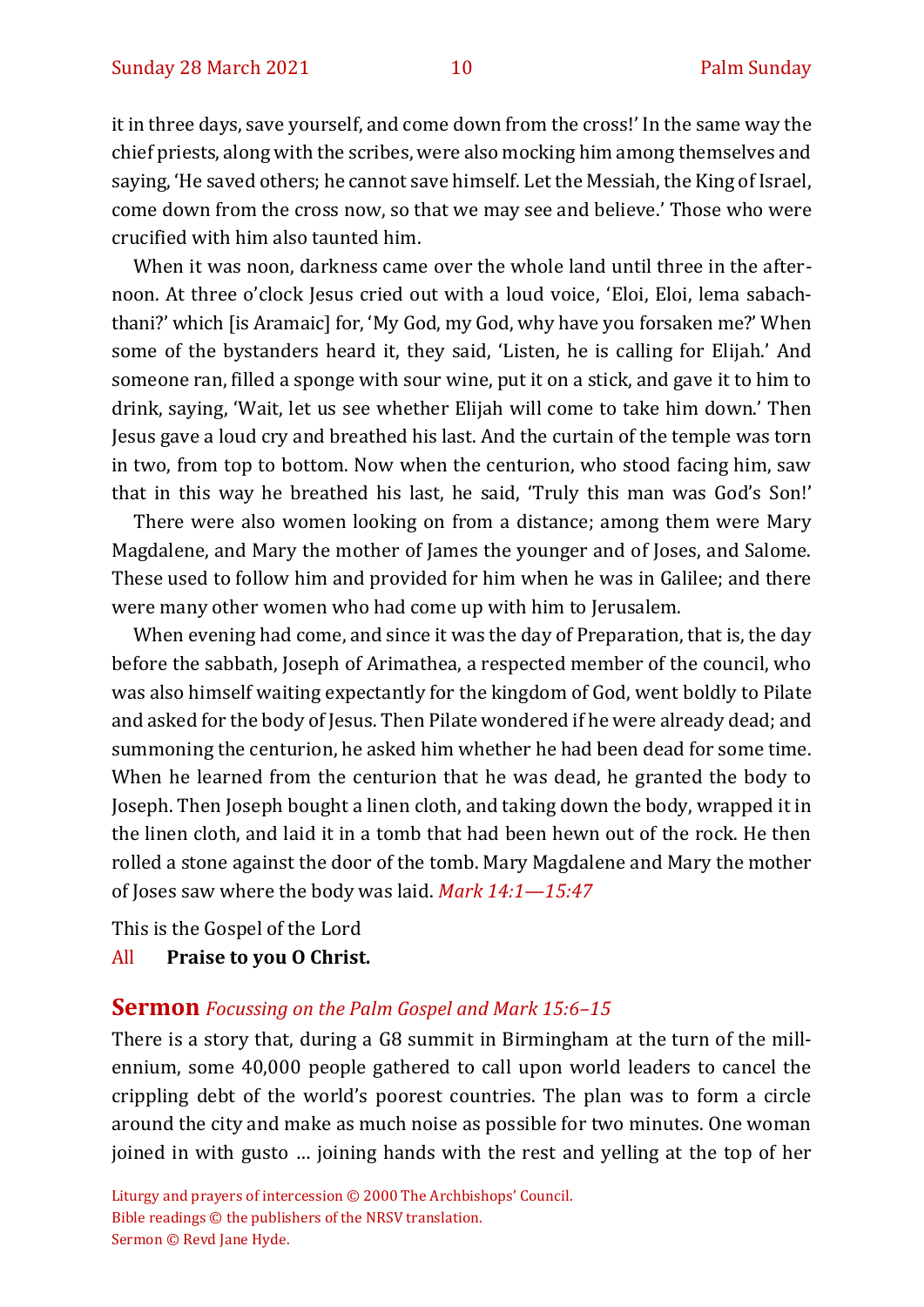it in three days, save yourself, and come down from the cross!' In the same way the chief priests, along with the scribes, were also mocking him among themselves and saying, 'He saved others; he cannot save himself. Let the Messiah, the King of Israel, come down from the cross now, so that we may see and believe.' Those who were crucified with him also taunted him.

When it was noon, darkness came over the whole land until three in the afternoon. At three o'clock Jesus cried out with a loud voice, 'Eloi, Eloi, lema sabachthani?' which [is Aramaic] for, 'My God, my God, why have you forsaken me?' When some of the bystanders heard it, they said, 'Listen, he is calling for Elijah.' And someone ran, filled a sponge with sour wine, put it on a stick, and gave it to him to drink, saying, 'Wait, let us see whether Elijah will come to take him down.' Then Jesus gave a loud cry and breathed his last. And the curtain of the temple was torn in two, from top to bottom. Now when the centurion, who stood facing him, saw that in this way he breathed his last, he said, 'Truly this man was God's Son!'

There were also women looking on from a distance; among them were Mary Magdalene, and Mary the mother of James the younger and of Joses, and Salome. These used to follow him and provided for him when he was in Galilee; and there were many other women who had come up with him to Jerusalem.

When evening had come, and since it was the day of Preparation, that is, the day before the sabbath, Joseph of Arimathea, a respected member of the council, who was also himself waiting expectantly for the kingdom of God, went boldly to Pilate and asked for the body of Jesus. Then Pilate wondered if he were already dead; and summoning the centurion, he asked him whether he had been dead for some time. When he learned from the centurion that he was dead, he granted the body to Joseph. Then Joseph bought a linen cloth, and taking down the body, wrapped it in the linen cloth, and laid it in a tomb that had been hewn out of the rock. He then rolled a stone against the door of the tomb. Mary Magdalene and Mary the mother of Joses saw where the body was laid. *Mark 14:1—15:47*

This is the Gospel of the Lord

All **Praise to you O Christ.**

## Sermon *Focussing on the Palm Gospel and Mark 15:6–15*

There is a story that, during a G8 summit in Birmingham at the turn of the millennium, some 40,000 people gathered to call upon world leaders to cancel the crippling debt of the world's poorest countries. The plan was to form a circle around the city and make as much noise as possible for two minutes. One woman joined in with gusto … joining hands with the rest and yelling at the top of her

Liturgy and prayers of intercession © 2000 The Archbishops' Council.
Bible readings © the publishers of the NRSV translation.
Sermon © Revd Jane Hyde.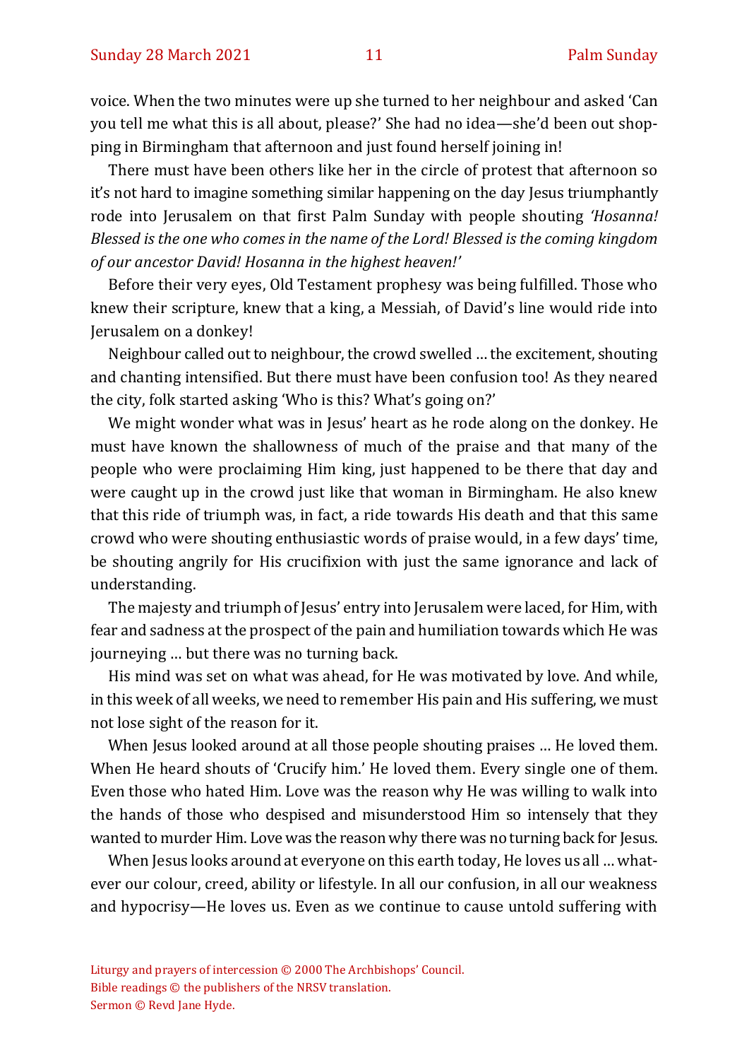voice. When the two minutes were up she turned to her neighbour and asked 'Can you tell me what this is all about, please?' She had no idea—she'd been out shopping in Birmingham that afternoon and just found herself joining in!

There must have been others like her in the circle of protest that afternoon so it's not hard to imagine something similar happening on the day Jesus triumphantly rode into Jerusalem on that first Palm Sunday with people shouting *'Hosanna! Blessed is the one who comes in the name of the Lord! Blessed is the coming kingdom of our ancestor David! Hosanna in the highest heaven!'*

Before their very eyes, Old Testament prophesy was being fulfilled. Those who knew their scripture, knew that a king, a Messiah, of David's line would ride into Jerusalem on a donkey!

Neighbour called out to neighbour, the crowd swelled … the excitement, shouting and chanting intensified. But there must have been confusion too! As they neared the city, folk started asking 'Who is this? What's going on?'

We might wonder what was in Jesus' heart as he rode along on the donkey. He must have known the shallowness of much of the praise and that many of the people who were proclaiming Him king, just happened to be there that day and were caught up in the crowd just like that woman in Birmingham. He also knew that this ride of triumph was, in fact, a ride towards His death and that this same crowd who were shouting enthusiastic words of praise would, in a few days' time, be shouting angrily for His crucifixion with just the same ignorance and lack of understanding.

The majesty and triumph of Jesus' entry into Jerusalem were laced, for Him, with fear and sadness at the prospect of the pain and humiliation towards which He was journeying … but there was no turning back.

His mind was set on what was ahead, for He was motivated by love. And while, in this week of all weeks, we need to remember His pain and His suffering, we must not lose sight of the reason for it.

When Jesus looked around at all those people shouting praises … He loved them. When He heard shouts of 'Crucify him.' He loved them. Every single one of them. Even those who hated Him. Love was the reason why He was willing to walk into the hands of those who despised and misunderstood Him so intensely that they wanted to murder Him. Love was the reason why there was no turning back for Jesus.

When Jesus looks around at everyone on this earth today, He loves us all … whatever our colour, creed, ability or lifestyle. In all our confusion, in all our weakness and hypocrisy—He loves us. Even as we continue to cause untold suffering with

Liturgy and prayers of intercession © 2000 The Archbishops' Council.
Bible readings © the publishers of the NRSV translation.
Sermon © Revd Jane Hyde.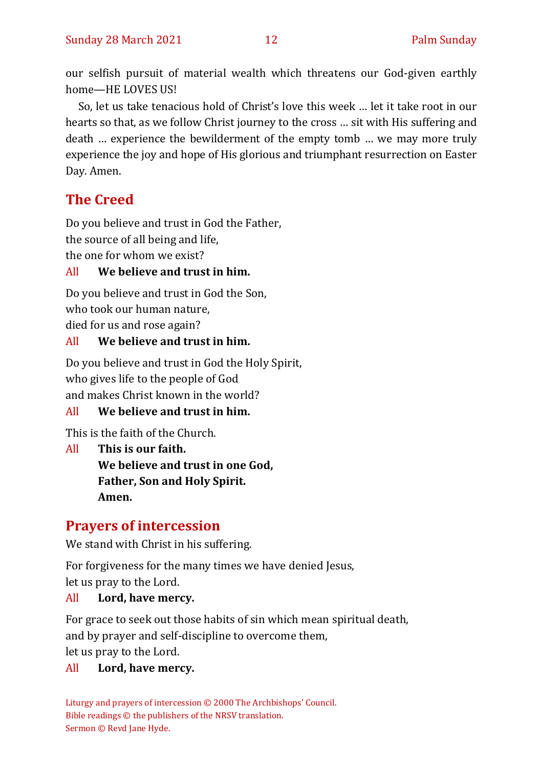our selfish pursuit of material wealth which threatens our God-given earthly home—HE LOVES US!

So, let us take tenacious hold of Christ's love this week … let it take root in our hearts so that, as we follow Christ journey to the cross … sit with His suffering and death … experience the bewilderment of the empty tomb … we may more truly experience the joy and hope of His glorious and triumphant resurrection on Easter Day. Amen.

## The Creed

Do you believe and trust in God the Father,
the source of all being and life,
the one for whom we exist?

All **We believe and trust in him.**

Do you believe and trust in God the Son,
who took our human nature,
died for us and rose again?

All **We believe and trust in him.**

Do you believe and trust in God the Holy Spirit,
who gives life to the people of God
and makes Christ known in the world?

All **We believe and trust in him.**

This is the faith of the Church.

All **This is our faith.**
**We believe and trust in one God,**
**Father, Son and Holy Spirit.**
**Amen.**

## Prayers of intercession

We stand with Christ in his suffering.

For forgiveness for the many times we have denied Jesus,
let us pray to the Lord.

All **Lord, have mercy.**

For grace to seek out those habits of sin which mean spiritual death,
and by prayer and self-discipline to overcome them,
let us pray to the Lord.

All **Lord, have mercy.**

Liturgy and prayers of intercession © 2000 The Archbishops' Council.
Bible readings © the publishers of the NRSV translation.
Sermon © Revd Jane Hyde.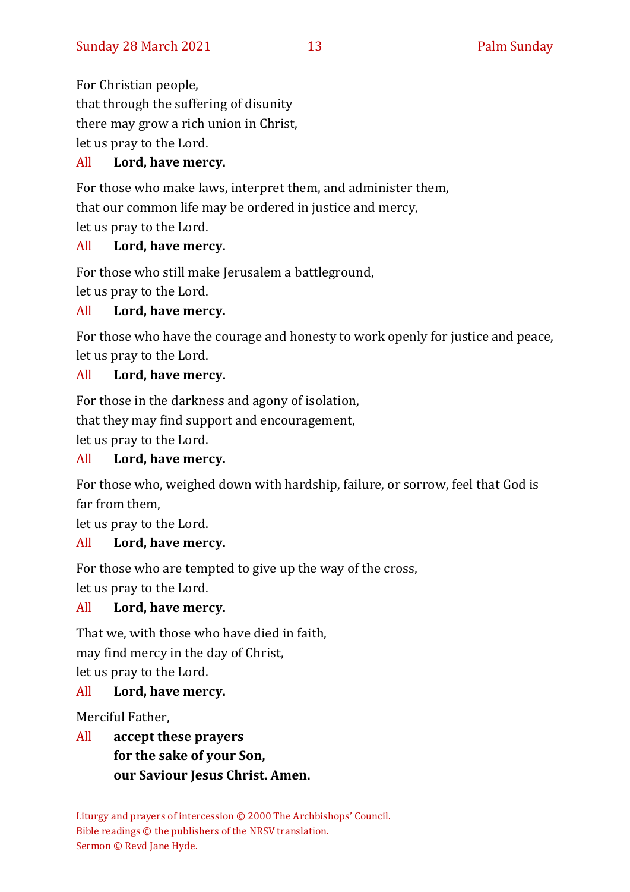For Christian people,
that through the suffering of disunity
there may grow a rich union in Christ,
let us pray to the Lord.

All **Lord, have mercy.**

For those who make laws, interpret them, and administer them,
that our common life may be ordered in justice and mercy,
let us pray to the Lord.

All **Lord, have mercy.**

For those who still make Jerusalem a battleground,
let us pray to the Lord.

All **Lord, have mercy.**

For those who have the courage and honesty to work openly for justice and peace,
let us pray to the Lord.

All **Lord, have mercy.**

For those in the darkness and agony of isolation,
that they may find support and encouragement,
let us pray to the Lord.

All **Lord, have mercy.**

For those who, weighed down with hardship, failure, or sorrow, feel that God is far from them,
let us pray to the Lord.

All **Lord, have mercy.**

For those who are tempted to give up the way of the cross,
let us pray to the Lord.

All **Lord, have mercy.**

That we, with those who have died in faith,
may find mercy in the day of Christ,
let us pray to the Lord.

All **Lord, have mercy.**

Merciful Father,

All **accept these prayers**
**for the sake of your Son,**
**our Saviour Jesus Christ. Amen.**

Liturgy and prayers of intercession © 2000 The Archbishops' Council.
Bible readings © the publishers of the NRSV translation.
Sermon © Revd Jane Hyde.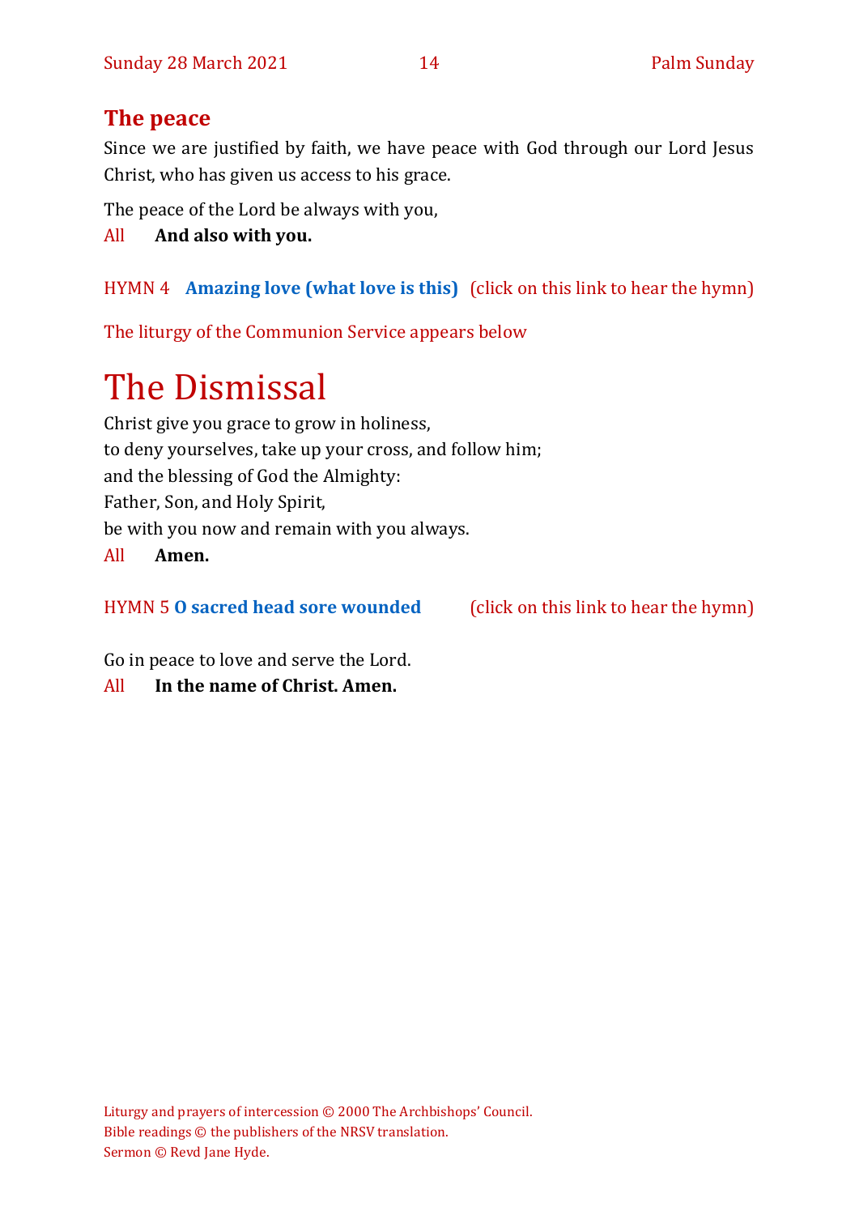## The peace

Since we are justified by faith, we have peace with God through our Lord Jesus Christ, who has given us access to his grace.

The peace of the Lord be always with you,

All **And also with you.**

HYMN 4 **Amazing love (what love is this)** (click on this link to hear the hymn)

The liturgy of the Communion Service appears below

# The Dismissal

Christ give you grace to grow in holiness,
to deny yourselves, take up your cross, and follow him;
and the blessing of God the Almighty:
Father, Son, and Holy Spirit,
be with you now and remain with you always.

All **Amen.**

HYMN 5 **O sacred head sore wounded** (click on this link to hear the hymn)

Go in peace to love and serve the Lord.

All **In the name of Christ. Amen.**

Liturgy and prayers of intercession © 2000 The Archbishops' Council.
Bible readings © the publishers of the NRSV translation.
Sermon © Revd Jane Hyde.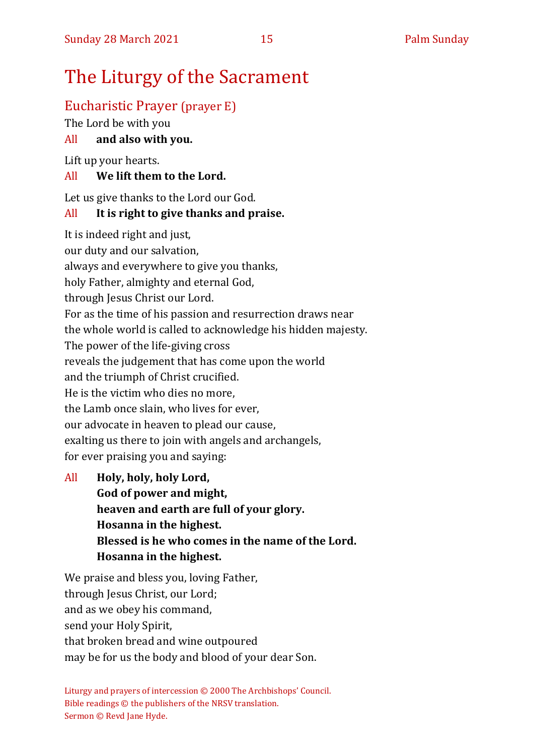# The Liturgy of the Sacrament

## Eucharistic Prayer (prayer E)

The Lord be with you

All **and also with you.**

Lift up your hearts.

All **We lift them to the Lord.**

Let us give thanks to the Lord our God.

All **It is right to give thanks and praise.**

It is indeed right and just,
our duty and our salvation,
always and everywhere to give you thanks,
holy Father, almighty and eternal God,
through Jesus Christ our Lord.
For as the time of his passion and resurrection draws near
the whole world is called to acknowledge his hidden majesty.
The power of the life-giving cross
reveals the judgement that has come upon the world
and the triumph of Christ crucified.
He is the victim who dies no more,
the Lamb once slain, who lives for ever,
our advocate in heaven to plead our cause,
exalting us there to join with angels and archangels,
for ever praising you and saying:

All **Holy, holy, holy Lord,**
**God of power and might,**
**heaven and earth are full of your glory.**
**Hosanna in the highest.**
**Blessed is he who comes in the name of the Lord.**
**Hosanna in the highest.**

We praise and bless you, loving Father,
through Jesus Christ, our Lord;
and as we obey his command,
send your Holy Spirit,
that broken bread and wine outpoured
may be for us the body and blood of your dear Son.

Liturgy and prayers of intercession © 2000 The Archbishops' Council.
Bible readings © the publishers of the NRSV translation.
Sermon © Revd Jane Hyde.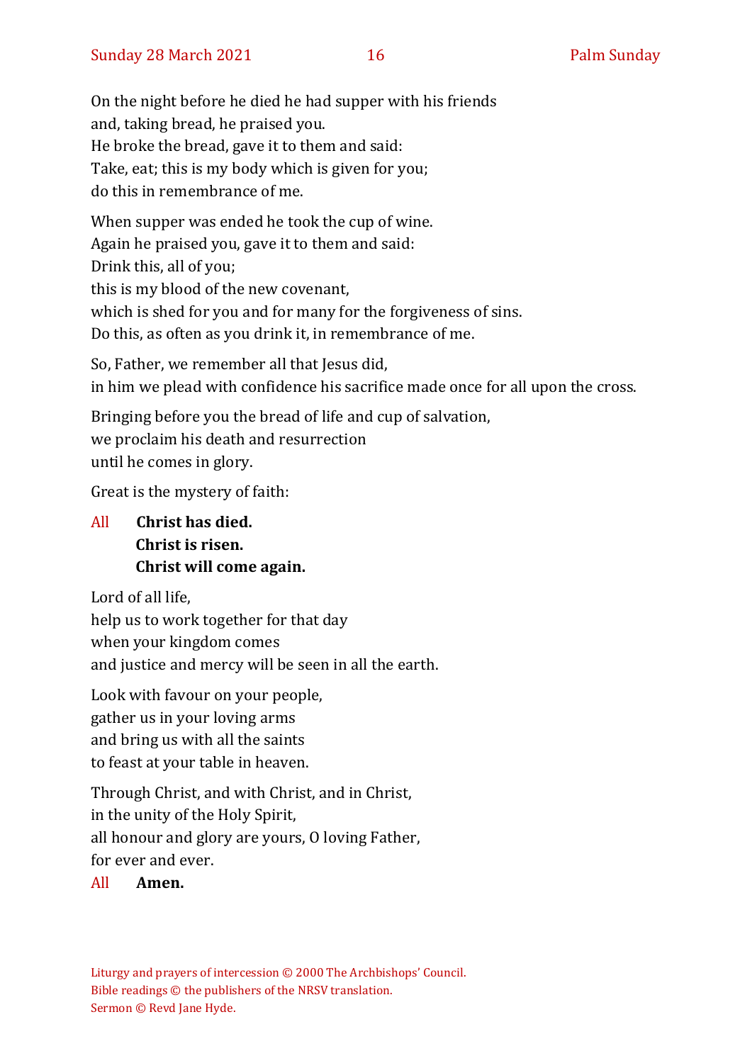On the night before he died he had supper with his friends  
and, taking bread, he praised you.  
He broke the bread, gave it to them and said:  
Take, eat; this is my body which is given for you;  
do this in remembrance of me.

When supper was ended he took the cup of wine.  
Again he praised you, gave it to them and said:  
Drink this, all of you;  
this is my blood of the new covenant,  
which is shed for you and for many for the forgiveness of sins.  
Do this, as often as you drink it, in remembrance of me.

So, Father, we remember all that Jesus did,  
in him we plead with confidence his sacrifice made once for all upon the cross.

Bringing before you the bread of life and cup of salvation,  
we proclaim his death and resurrection  
until he comes in glory.

Great is the mystery of faith:

All **Christ has died.**  
**Christ is risen.**  
**Christ will come again.**

Lord of all life,  
help us to work together for that day  
when your kingdom comes  
and justice and mercy will be seen in all the earth.

Look with favour on your people,  
gather us in your loving arms  
and bring us with all the saints  
to feast at your table in heaven.

Through Christ, and with Christ, and in Christ,  
in the unity of the Holy Spirit,  
all honour and glory are yours, O loving Father,  
for ever and ever.  
All **Amen.**

Liturgy and prayers of intercession © 2000 The Archbishops' Council.  
Bible readings © the publishers of the NRSV translation.  
Sermon © Revd Jane Hyde.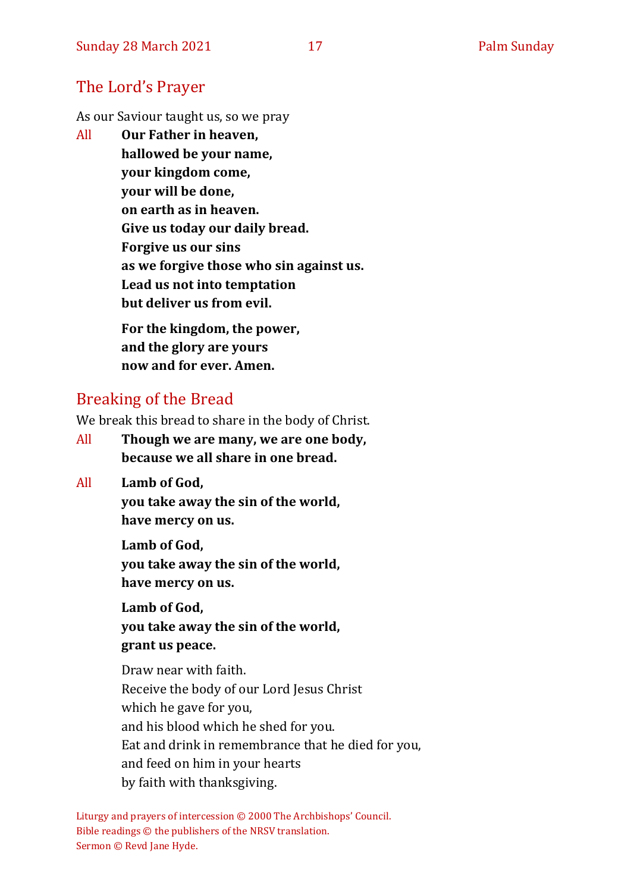## The Lord's Prayer

As our Saviour taught us, so we pray

All **Our Father in heaven,**
**hallowed be your name,**
**your kingdom come,**
**your will be done,**
**on earth as in heaven.**
**Give us today our daily bread.**
**Forgive us our sins**
**as we forgive those who sin against us.**
**Lead us not into temptation**
**but deliver us from evil.**

**For the kingdom, the power,**
**and the glory are yours**
**now and for ever. Amen.**

## Breaking of the Bread

We break this bread to share in the body of Christ.

All **Though we are many, we are one body,**
**because we all share in one bread.**

All **Lamb of God,**
**you take away the sin of the world,**
**have mercy on us.**

**Lamb of God,**
**you take away the sin of the world,**
**have mercy on us.**

**Lamb of God,**
**you take away the sin of the world,**
**grant us peace.**

Draw near with faith.
Receive the body of our Lord Jesus Christ
which he gave for you,
and his blood which he shed for you.
Eat and drink in remembrance that he died for you,
and feed on him in your hearts
by faith with thanksgiving.

Liturgy and prayers of intercession © 2000 The Archbishops' Council.
Bible readings © the publishers of the NRSV translation.
Sermon © Revd Jane Hyde.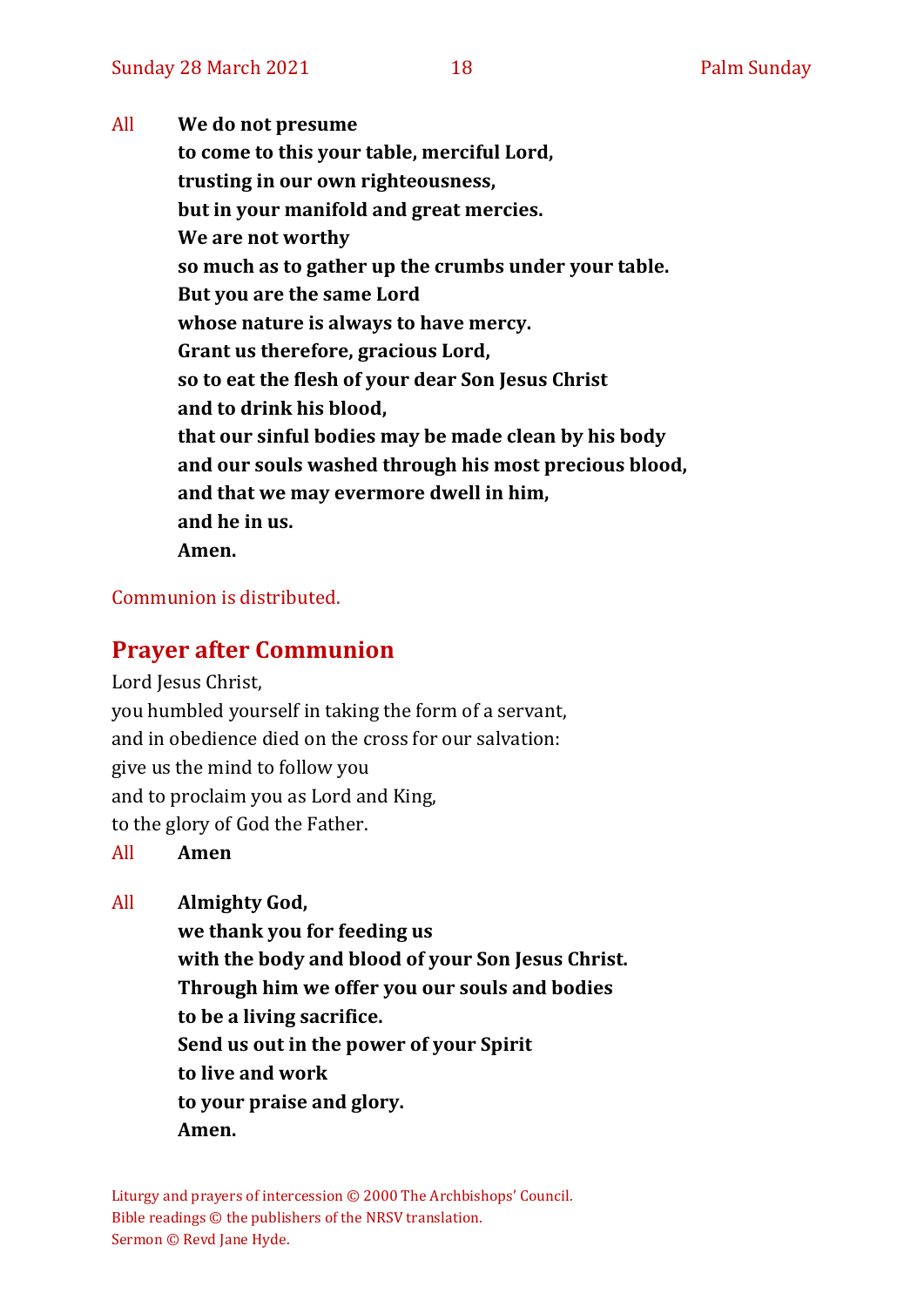All **We do not presume**
**to come to this your table, merciful Lord,**
**trusting in our own righteousness,**
**but in your manifold and great mercies.**
**We are not worthy**
**so much as to gather up the crumbs under your table.**
**But you are the same Lord**
**whose nature is always to have mercy.**
**Grant us therefore, gracious Lord,**
**so to eat the flesh of your dear Son Jesus Christ**
**and to drink his blood,**
**that our sinful bodies may be made clean by his body**
**and our souls washed through his most precious blood,**
**and that we may evermore dwell in him,**
**and he in us.**
**Amen.**

Communion is distributed.

## Prayer after Communion

Lord Jesus Christ,
you humbled yourself in taking the form of a servant,
and in obedience died on the cross for our salvation:
give us the mind to follow you
and to proclaim you as Lord and King,
to the glory of God the Father.

All **Amen**

All **Almighty God,**
**we thank you for feeding us**
**with the body and blood of your Son Jesus Christ.**
**Through him we offer you our souls and bodies**
**to be a living sacrifice.**
**Send us out in the power of your Spirit**
**to live and work**
**to your praise and glory.**
**Amen.**

Liturgy and prayers of intercession © 2000 The Archbishops' Council.
Bible readings © the publishers of the NRSV translation.
Sermon © Revd Jane Hyde.